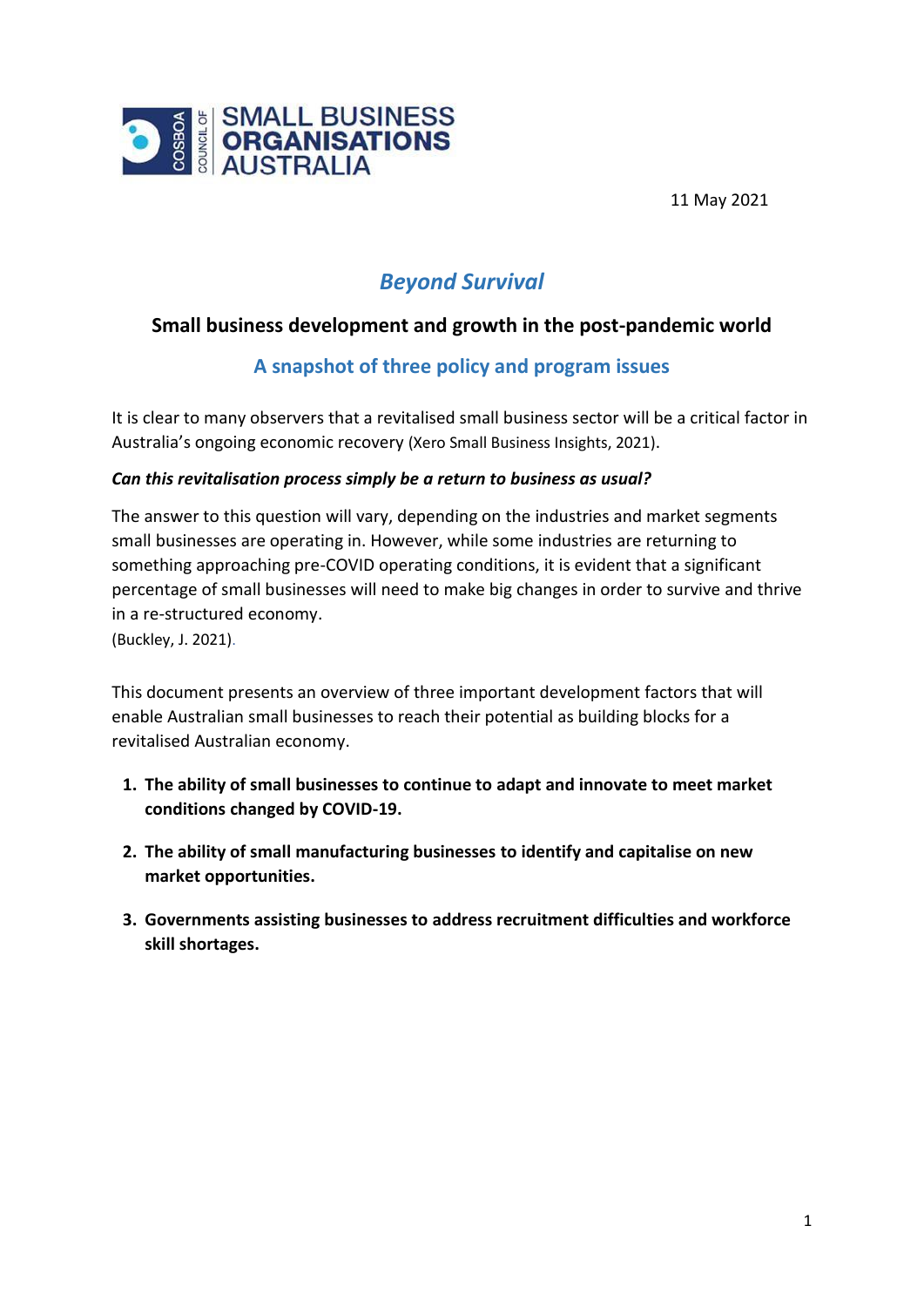COSBOA COUNCIL OF SMALL BUSINESS ORGANISATIONS AUSTRALIA

11 May 2021

# *Beyond Survival*

## Small business development and growth in the post-pandemic world

### A snapshot of three policy and program issues

It is clear to many observers that a revitalised small business sector will be a critical factor in Australia's ongoing economic recovery (Xero Small Business Insights, 2021).

***Can this revitalisation process simply be a return to business as usual?***

The answer to this question will vary, depending on the industries and market segments small businesses are operating in. However, while some industries are returning to something approaching pre-COVID operating conditions, it is evident that a significant percentage of small businesses will need to make big changes in order to survive and thrive in a re-structured economy.
(Buckley, J. 2021).

This document presents an overview of three important development factors that will enable Australian small businesses to reach their potential as building blocks for a revitalised Australian economy.

1. **The ability of small businesses to continue to adapt and innovate to meet market conditions changed by COVID-19.**
2. **The ability of small manufacturing businesses to identify and capitalise on new market opportunities.**
3. **Governments assisting businesses to address recruitment difficulties and workforce skill shortages.**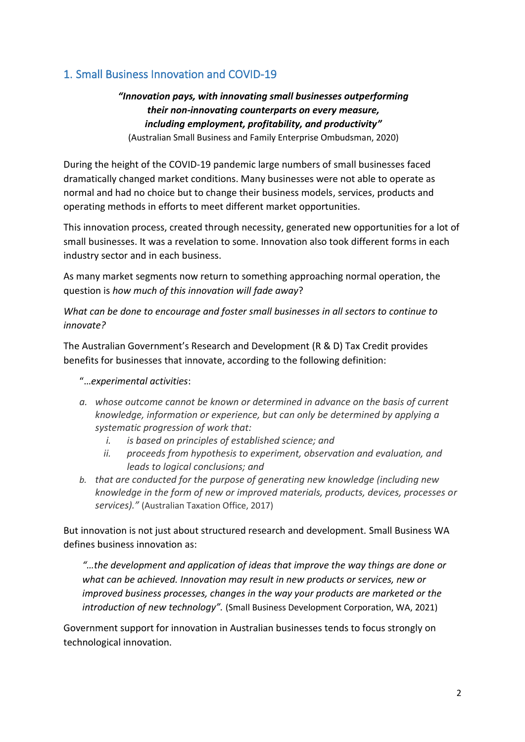## 1. Small Business Innovation and COVID-19

> ***"Innovation pays, with innovating small businesses outperforming their non-innovating counterparts on every measure, including employment, profitability, and productivity"***
> (Australian Small Business and Family Enterprise Ombudsman, 2020)

During the height of the COVID-19 pandemic large numbers of small businesses faced dramatically changed market conditions. Many businesses were not able to operate as normal and had no choice but to change their business models, services, products and operating methods in efforts to meet different market opportunities.

This innovation process, created through necessity, generated new opportunities for a lot of small businesses. It was a revelation to some. Innovation also took different forms in each industry sector and in each business.

As many market segments now return to something approaching normal operation, the question is *how much of this innovation will fade away*?

*What can be done to encourage and foster small businesses in all sectors to continue to innovate?*

The Australian Government's Research and Development (R & D) Tax Credit provides benefits for businesses that innovate, according to the following definition:

"…*experimental activities*:

*a. whose outcome cannot be known or determined in advance on the basis of current knowledge, information or experience, but can only be determined by applying a systematic progression of work that:*
   *i. is based on principles of established science; and*
   *ii. proceeds from hypothesis to experiment, observation and evaluation, and leads to logical conclusions; and*

*b. that are conducted for the purpose of generating new knowledge (including new knowledge in the form of new or improved materials, products, devices, processes or services)."* (Australian Taxation Office, 2017)

But innovation is not just about structured research and development. Small Business WA defines business innovation as:

> *"…the development and application of ideas that improve the way things are done or what can be achieved. Innovation may result in new products or services, new or improved business processes, changes in the way your products are marketed or the introduction of new technology".* (Small Business Development Corporation, WA, 2021)

Government support for innovation in Australian businesses tends to focus strongly on technological innovation.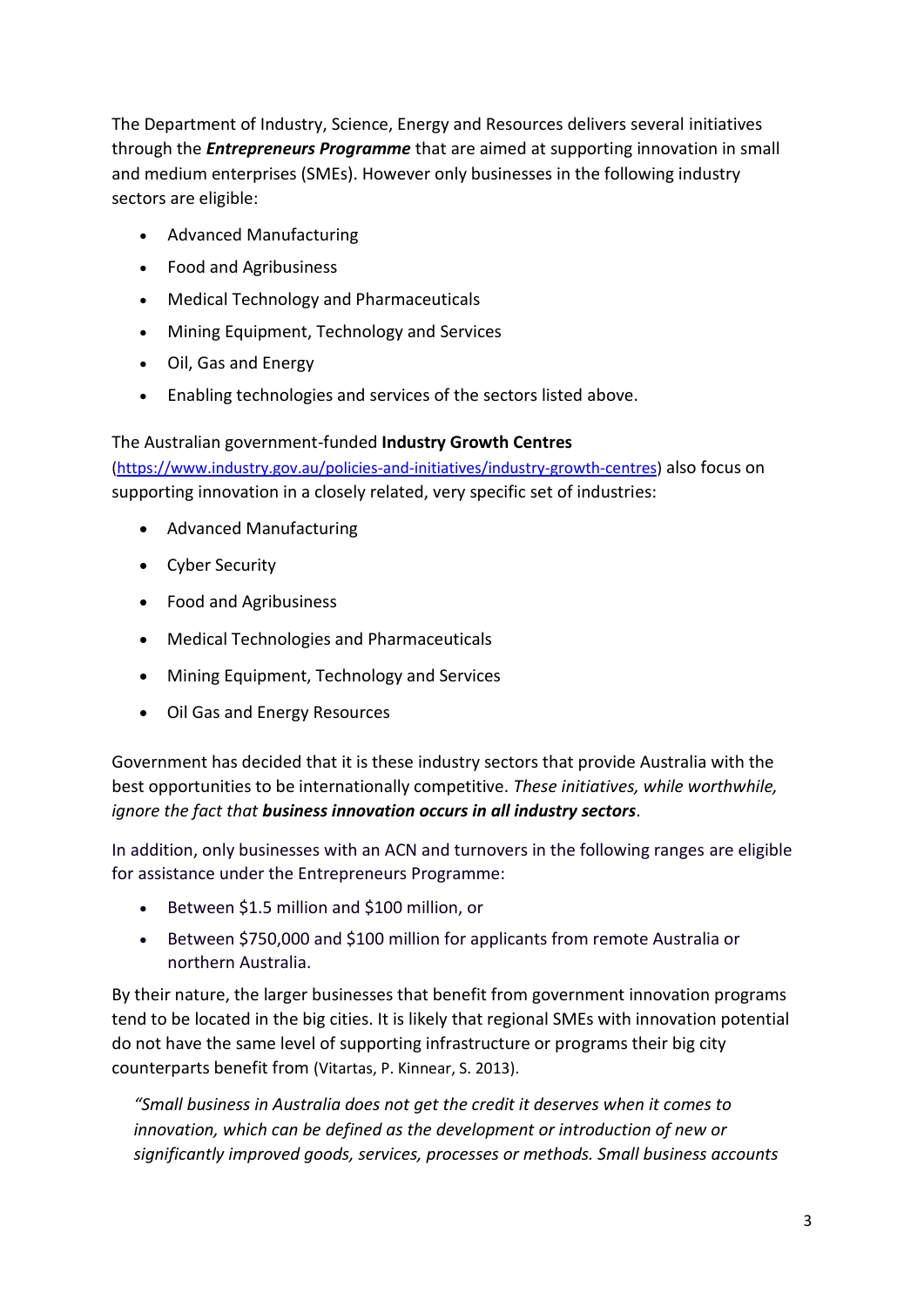The Department of Industry, Science, Energy and Resources delivers several initiatives through the ***Entrepreneurs Programme*** that are aimed at supporting innovation in small and medium enterprises (SMEs). However only businesses in the following industry sectors are eligible:

- Advanced Manufacturing
- Food and Agribusiness
- Medical Technology and Pharmaceuticals
- Mining Equipment, Technology and Services
- Oil, Gas and Energy
- Enabling technologies and services of the sectors listed above.

The Australian government-funded **Industry Growth Centres** (https://www.industry.gov.au/policies-and-initiatives/industry-growth-centres) also focus on supporting innovation in a closely related, very specific set of industries:

- Advanced Manufacturing
- Cyber Security
- Food and Agribusiness
- Medical Technologies and Pharmaceuticals
- Mining Equipment, Technology and Services
- Oil Gas and Energy Resources

Government has decided that it is these industry sectors that provide Australia with the best opportunities to be internationally competitive. *These initiatives, while worthwhile, ignore the fact that **business innovation occurs in all industry sectors***.

In addition, only businesses with an ACN and turnovers in the following ranges are eligible for assistance under the Entrepreneurs Programme:

- Between $1.5 million and $100 million, or
- Between $750,000 and $100 million for applicants from remote Australia or northern Australia.

By their nature, the larger businesses that benefit from government innovation programs tend to be located in the big cities. It is likely that regional SMEs with innovation potential do not have the same level of supporting infrastructure or programs their big city counterparts benefit from (Vitartas, P. Kinnear, S. 2013).

> *"Small business in Australia does not get the credit it deserves when it comes to innovation, which can be defined as the development or introduction of new or significantly improved goods, services, processes or methods. Small business accounts*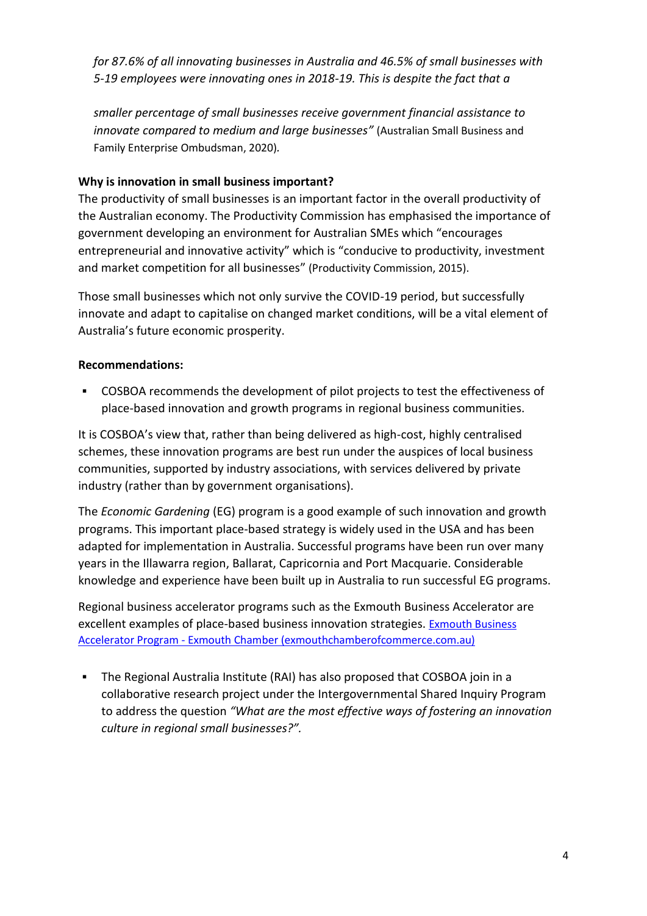*for 87.6% of all innovating businesses in Australia and 46.5% of small businesses with 5-19 employees were innovating ones in 2018-19. This is despite the fact that a smaller percentage of small businesses receive government financial assistance to innovate compared to medium and large businesses"* (Australian Small Business and Family Enterprise Ombudsman, 2020).

**Why is innovation in small business important?**

The productivity of small businesses is an important factor in the overall productivity of the Australian economy. The Productivity Commission has emphasised the importance of government developing an environment for Australian SMEs which "encourages entrepreneurial and innovative activity" which is "conducive to productivity, investment and market competition for all businesses" (Productivity Commission, 2015).

Those small businesses which not only survive the COVID-19 period, but successfully innovate and adapt to capitalise on changed market conditions, will be a vital element of Australia's future economic prosperity.

**Recommendations:**

- COSBOA recommends the development of pilot projects to test the effectiveness of place-based innovation and growth programs in regional business communities.

It is COSBOA's view that, rather than being delivered as high-cost, highly centralised schemes, these innovation programs are best run under the auspices of local business communities, supported by industry associations, with services delivered by private industry (rather than by government organisations).

The *Economic Gardening* (EG) program is a good example of such innovation and growth programs. This important place-based strategy is widely used in the USA and has been adapted for implementation in Australia. Successful programs have been run over many years in the Illawarra region, Ballarat, Capricornia and Port Macquarie. Considerable knowledge and experience have been built up in Australia to run successful EG programs.

Regional business accelerator programs such as the Exmouth Business Accelerator are excellent examples of place-based business innovation strategies. Exmouth Business Accelerator Program - Exmouth Chamber (exmouthchamberofcommerce.com.au)

- The Regional Australia Institute (RAI) has also proposed that COSBOA join in a collaborative research project under the Intergovernmental Shared Inquiry Program to address the question *"What are the most effective ways of fostering an innovation culture in regional small businesses?".*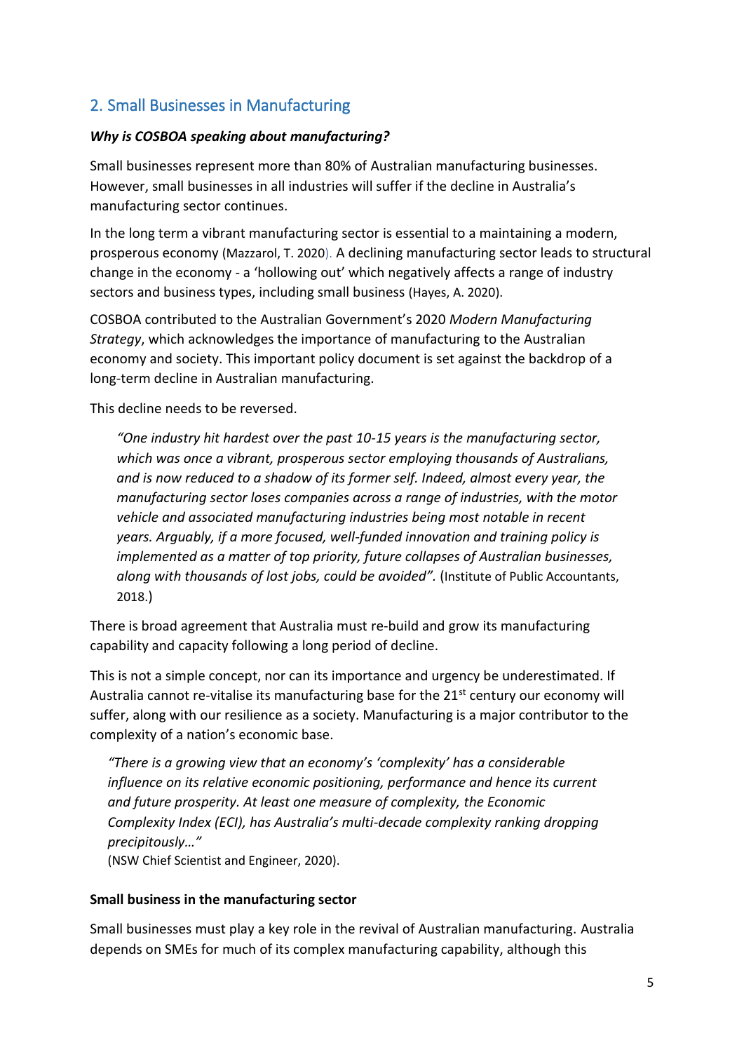## 2. Small Businesses in Manufacturing

***Why is COSBOA speaking about manufacturing?***

Small businesses represent more than 80% of Australian manufacturing businesses. However, small businesses in all industries will suffer if the decline in Australia's manufacturing sector continues.

In the long term a vibrant manufacturing sector is essential to a maintaining a modern, prosperous economy (Mazzarol, T. 2020). A declining manufacturing sector leads to structural change in the economy - a 'hollowing out' which negatively affects a range of industry sectors and business types, including small business (Hayes, A. 2020).

COSBOA contributed to the Australian Government's 2020 *Modern Manufacturing Strategy*, which acknowledges the importance of manufacturing to the Australian economy and society. This important policy document is set against the backdrop of a long-term decline in Australian manufacturing.

This decline needs to be reversed.

> *"One industry hit hardest over the past 10-15 years is the manufacturing sector, which was once a vibrant, prosperous sector employing thousands of Australians, and is now reduced to a shadow of its former self. Indeed, almost every year, the manufacturing sector loses companies across a range of industries, with the motor vehicle and associated manufacturing industries being most notable in recent years. Arguably, if a more focused, well-funded innovation and training policy is implemented as a matter of top priority, future collapses of Australian businesses, along with thousands of lost jobs, could be avoided".* (Institute of Public Accountants, 2018.)

There is broad agreement that Australia must re-build and grow its manufacturing capability and capacity following a long period of decline.

This is not a simple concept, nor can its importance and urgency be underestimated. If Australia cannot re-vitalise its manufacturing base for the 21st century our economy will suffer, along with our resilience as a society. Manufacturing is a major contributor to the complexity of a nation's economic base.

> *"There is a growing view that an economy's 'complexity' has a considerable influence on its relative economic positioning, performance and hence its current and future prosperity. At least one measure of complexity, the Economic Complexity Index (ECI), has Australia's multi-decade complexity ranking dropping precipitously…"*
> (NSW Chief Scientist and Engineer, 2020).

**Small business in the manufacturing sector**

Small businesses must play a key role in the revival of Australian manufacturing. Australia depends on SMEs for much of its complex manufacturing capability, although this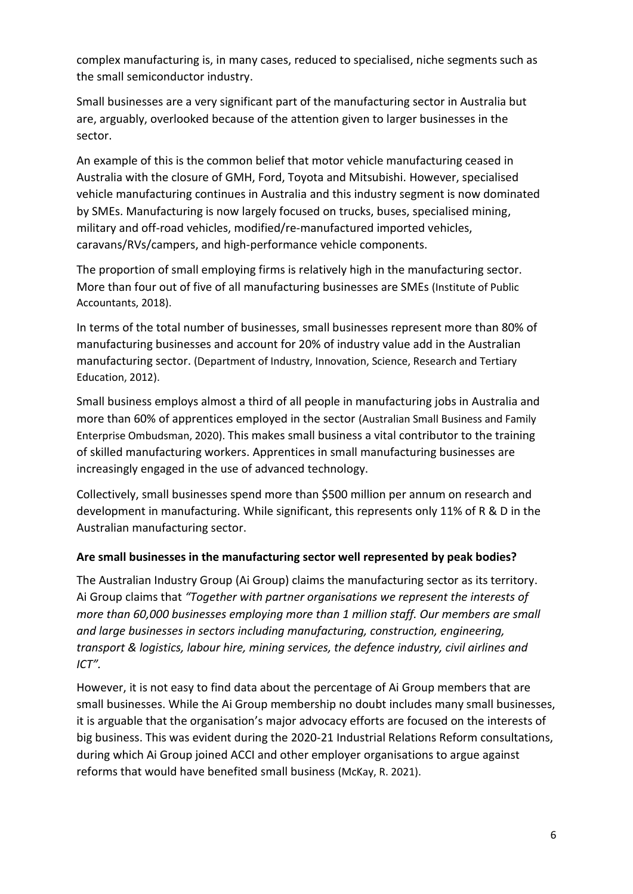complex manufacturing is, in many cases, reduced to specialised, niche segments such as the small semiconductor industry.

Small businesses are a very significant part of the manufacturing sector in Australia but are, arguably, overlooked because of the attention given to larger businesses in the sector.

An example of this is the common belief that motor vehicle manufacturing ceased in Australia with the closure of GMH, Ford, Toyota and Mitsubishi. However, specialised vehicle manufacturing continues in Australia and this industry segment is now dominated by SMEs. Manufacturing is now largely focused on trucks, buses, specialised mining, military and off-road vehicles, modified/re-manufactured imported vehicles, caravans/RVs/campers, and high-performance vehicle components.

The proportion of small employing firms is relatively high in the manufacturing sector. More than four out of five of all manufacturing businesses are SMEs (Institute of Public Accountants, 2018).

In terms of the total number of businesses, small businesses represent more than 80% of manufacturing businesses and account for 20% of industry value add in the Australian manufacturing sector. (Department of Industry, Innovation, Science, Research and Tertiary Education, 2012).

Small business employs almost a third of all people in manufacturing jobs in Australia and more than 60% of apprentices employed in the sector (Australian Small Business and Family Enterprise Ombudsman, 2020). This makes small business a vital contributor to the training of skilled manufacturing workers. Apprentices in small manufacturing businesses are increasingly engaged in the use of advanced technology.

Collectively, small businesses spend more than $500 million per annum on research and development in manufacturing. While significant, this represents only 11% of R & D in the Australian manufacturing sector.

**Are small businesses in the manufacturing sector well represented by peak bodies?**

The Australian Industry Group (Ai Group) claims the manufacturing sector as its territory. Ai Group claims that *"Together with partner organisations we represent the interests of more than 60,000 businesses employing more than 1 million staff. Our members are small and large businesses in sectors including manufacturing, construction, engineering, transport & logistics, labour hire, mining services, the defence industry, civil airlines and ICT".*

However, it is not easy to find data about the percentage of Ai Group members that are small businesses. While the Ai Group membership no doubt includes many small businesses, it is arguable that the organisation's major advocacy efforts are focused on the interests of big business. This was evident during the 2020-21 Industrial Relations Reform consultations, during which Ai Group joined ACCI and other employer organisations to argue against reforms that would have benefited small business (McKay, R. 2021).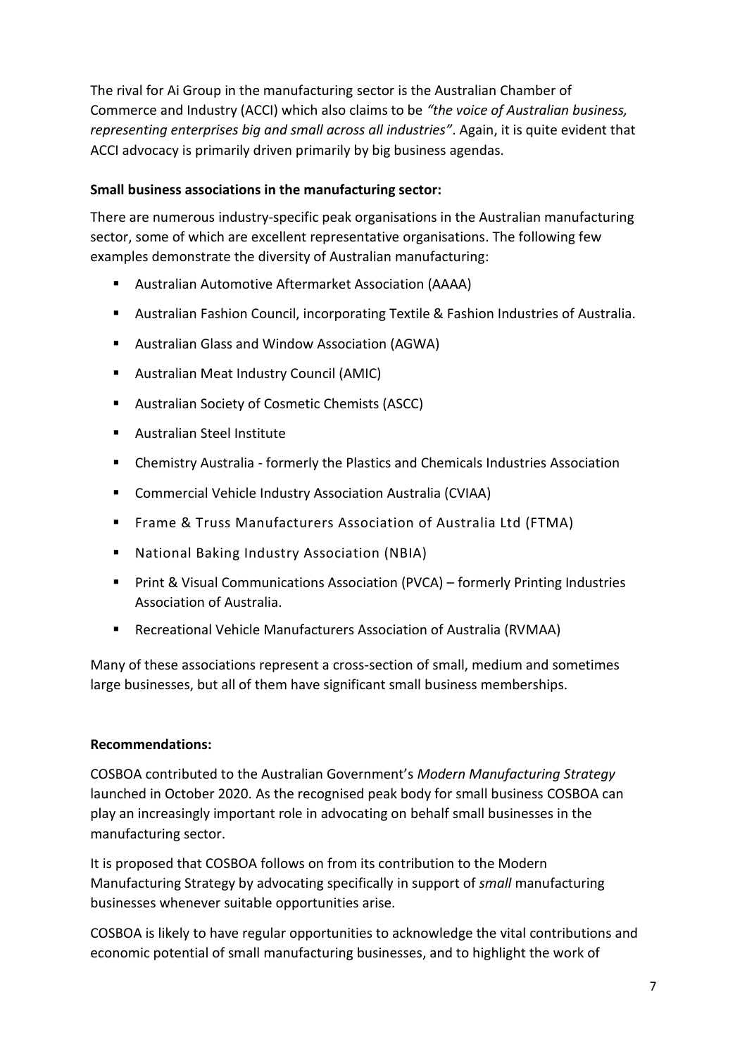The rival for Ai Group in the manufacturing sector is the Australian Chamber of Commerce and Industry (ACCI) which also claims to be *"the voice of Australian business, representing enterprises big and small across all industries"*. Again, it is quite evident that ACCI advocacy is primarily driven primarily by big business agendas.

**Small business associations in the manufacturing sector:**

There are numerous industry-specific peak organisations in the Australian manufacturing sector, some of which are excellent representative organisations. The following few examples demonstrate the diversity of Australian manufacturing:

- Australian Automotive Aftermarket Association (AAAA)
- Australian Fashion Council, incorporating Textile & Fashion Industries of Australia.
- Australian Glass and Window Association (AGWA)
- Australian Meat Industry Council (AMIC)
- Australian Society of Cosmetic Chemists (ASCC)
- Australian Steel Institute
- Chemistry Australia - formerly the Plastics and Chemicals Industries Association
- Commercial Vehicle Industry Association Australia (CVIAA)
- Frame & Truss Manufacturers Association of Australia Ltd (FTMA)
- National Baking Industry Association (NBIA)
- Print & Visual Communications Association (PVCA) – formerly Printing Industries Association of Australia.
- Recreational Vehicle Manufacturers Association of Australia (RVMAA)

Many of these associations represent a cross-section of small, medium and sometimes large businesses, but all of them have significant small business memberships.

**Recommendations:**

COSBOA contributed to the Australian Government's *Modern Manufacturing Strategy* launched in October 2020. As the recognised peak body for small business COSBOA can play an increasingly important role in advocating on behalf small businesses in the manufacturing sector.

It is proposed that COSBOA follows on from its contribution to the Modern Manufacturing Strategy by advocating specifically in support of *small* manufacturing businesses whenever suitable opportunities arise.

COSBOA is likely to have regular opportunities to acknowledge the vital contributions and economic potential of small manufacturing businesses, and to highlight the work of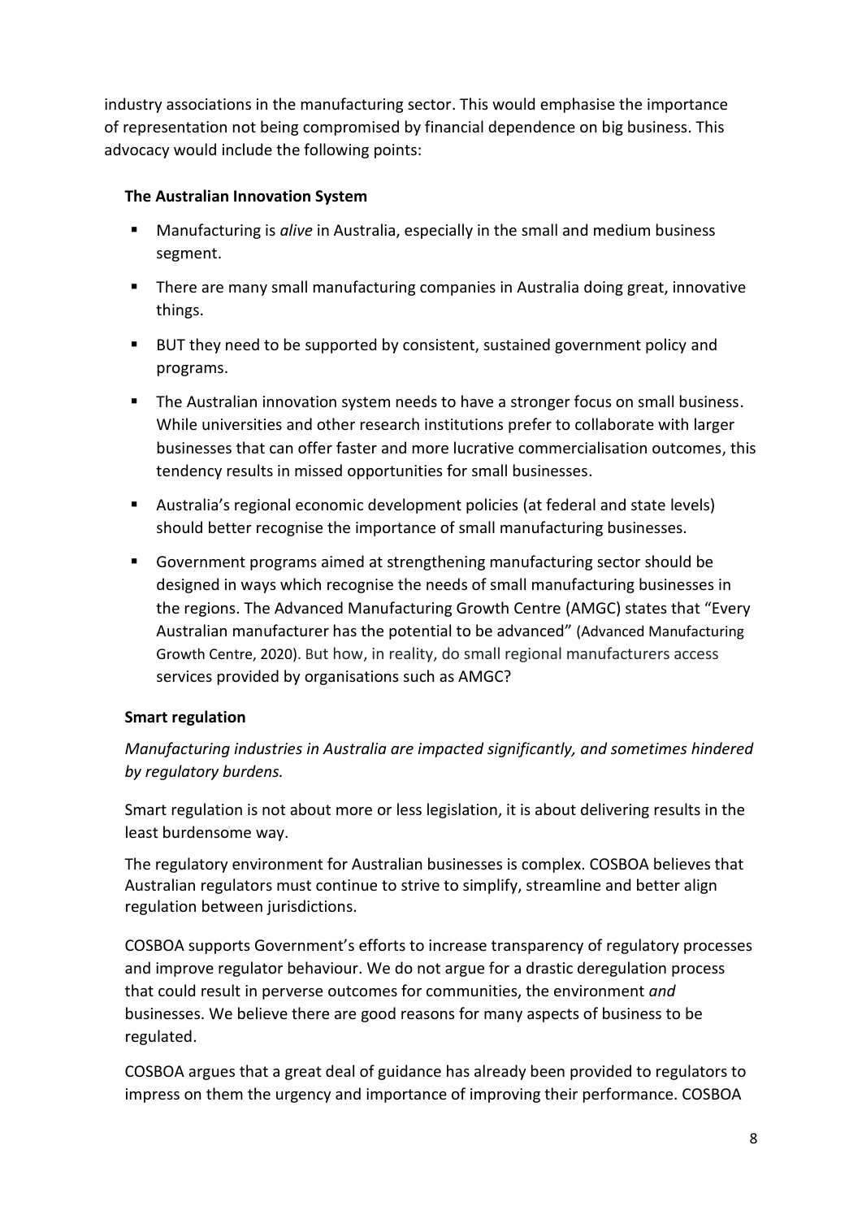industry associations in the manufacturing sector. This would emphasise the importance of representation not being compromised by financial dependence on big business. This advocacy would include the following points:

**The Australian Innovation System**

- Manufacturing is *alive* in Australia, especially in the small and medium business segment.
- There are many small manufacturing companies in Australia doing great, innovative things.
- BUT they need to be supported by consistent, sustained government policy and programs.
- The Australian innovation system needs to have a stronger focus on small business. While universities and other research institutions prefer to collaborate with larger businesses that can offer faster and more lucrative commercialisation outcomes, this tendency results in missed opportunities for small businesses.
- Australia's regional economic development policies (at federal and state levels) should better recognise the importance of small manufacturing businesses.
- Government programs aimed at strengthening manufacturing sector should be designed in ways which recognise the needs of small manufacturing businesses in the regions. The Advanced Manufacturing Growth Centre (AMGC) states that "Every Australian manufacturer has the potential to be advanced" (Advanced Manufacturing Growth Centre, 2020). But how, in reality, do small regional manufacturers access services provided by organisations such as AMGC?

**Smart regulation**

*Manufacturing industries in Australia are impacted significantly, and sometimes hindered by regulatory burdens.*

Smart regulation is not about more or less legislation, it is about delivering results in the least burdensome way.

The regulatory environment for Australian businesses is complex. COSBOA believes that Australian regulators must continue to strive to simplify, streamline and better align regulation between jurisdictions.

COSBOA supports Government's efforts to increase transparency of regulatory processes and improve regulator behaviour. We do not argue for a drastic deregulation process that could result in perverse outcomes for communities, the environment *and* businesses. We believe there are good reasons for many aspects of business to be regulated.

COSBOA argues that a great deal of guidance has already been provided to regulators to impress on them the urgency and importance of improving their performance. COSBOA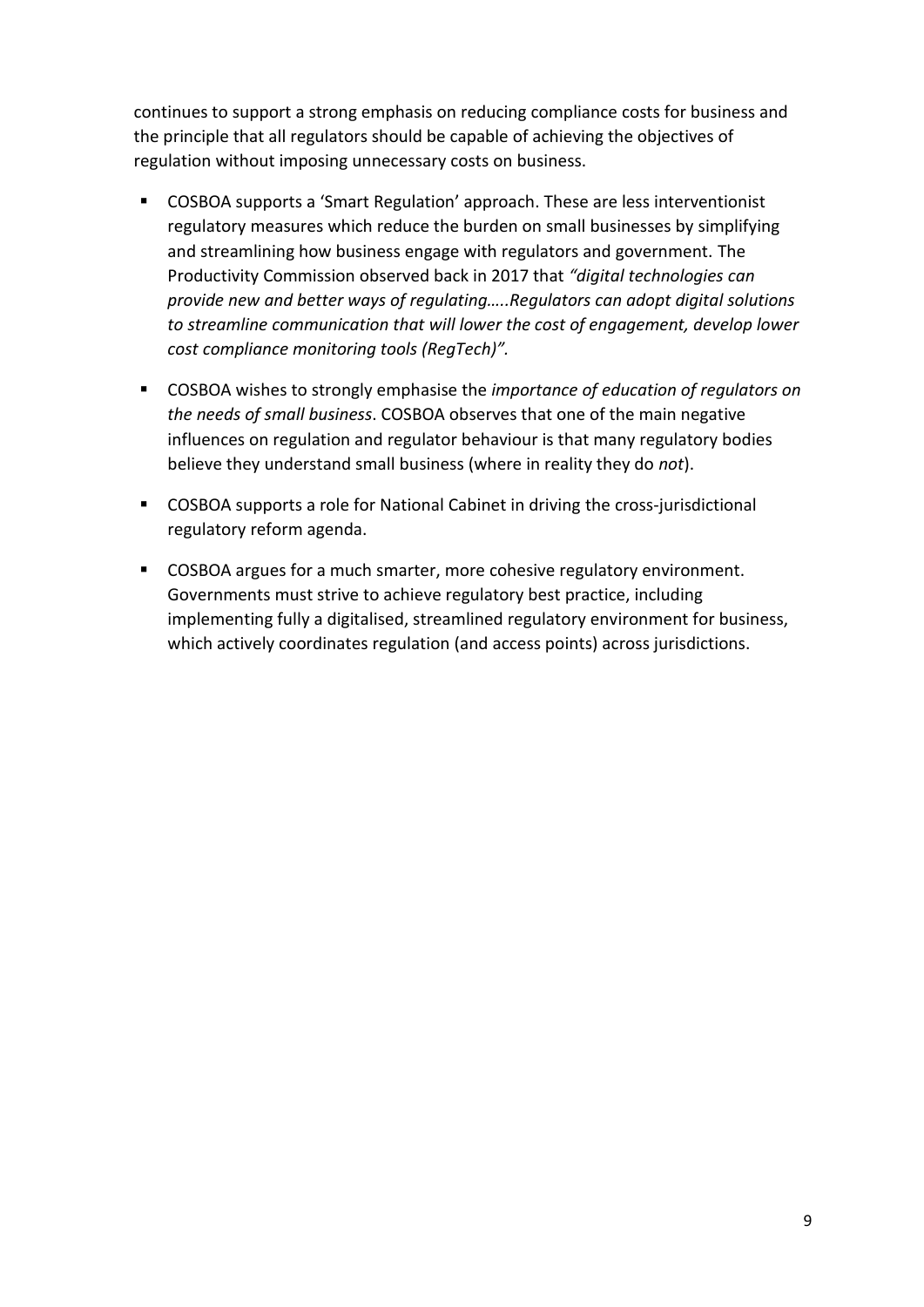continues to support a strong emphasis on reducing compliance costs for business and the principle that all regulators should be capable of achieving the objectives of regulation without imposing unnecessary costs on business.

- COSBOA supports a 'Smart Regulation' approach. These are less interventionist regulatory measures which reduce the burden on small businesses by simplifying and streamlining how business engage with regulators and government. The Productivity Commission observed back in 2017 that *"digital technologies can provide new and better ways of regulating…..Regulators can adopt digital solutions to streamline communication that will lower the cost of engagement, develop lower cost compliance monitoring tools (RegTech)".*
- COSBOA wishes to strongly emphasise the *importance of education of regulators on the needs of small business*. COSBOA observes that one of the main negative influences on regulation and regulator behaviour is that many regulatory bodies believe they understand small business (where in reality they do *not*).
- COSBOA supports a role for National Cabinet in driving the cross-jurisdictional regulatory reform agenda.
- COSBOA argues for a much smarter, more cohesive regulatory environment. Governments must strive to achieve regulatory best practice, including implementing fully a digitalised, streamlined regulatory environment for business, which actively coordinates regulation (and access points) across jurisdictions.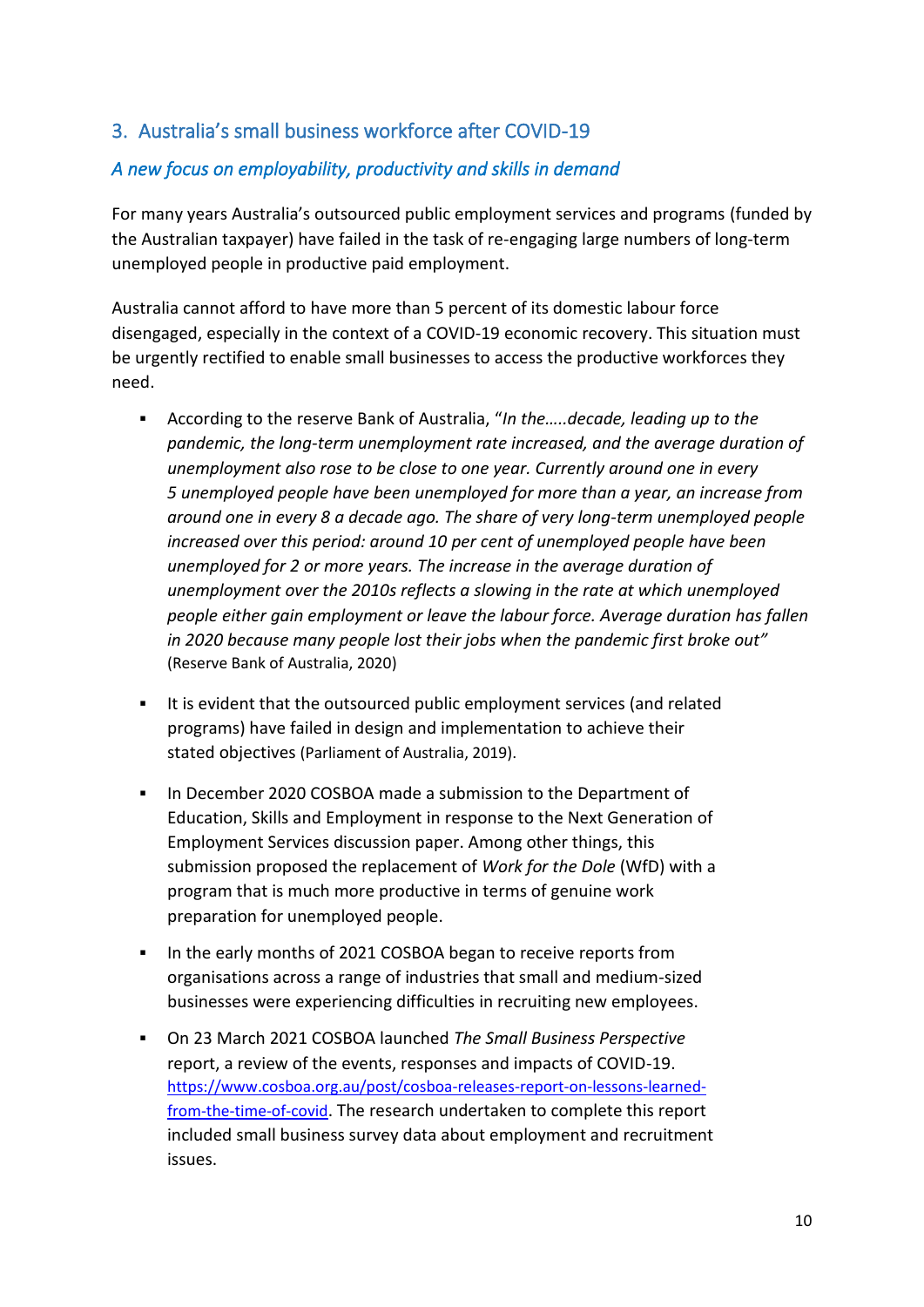## 3. Australia's small business workforce after COVID-19

### *A new focus on employability, productivity and skills in demand*

For many years Australia's outsourced public employment services and programs (funded by the Australian taxpayer) have failed in the task of re-engaging large numbers of long-term unemployed people in productive paid employment.

Australia cannot afford to have more than 5 percent of its domestic labour force disengaged, especially in the context of a COVID-19 economic recovery. This situation must be urgently rectified to enable small businesses to access the productive workforces they need.

- According to the reserve Bank of Australia, "*In the.....decade, leading up to the pandemic, the long-term unemployment rate increased, and the average duration of unemployment also rose to be close to one year. Currently around one in every 5 unemployed people have been unemployed for more than a year, an increase from around one in every 8 a decade ago. The share of very long-term unemployed people increased over this period: around 10 per cent of unemployed people have been unemployed for 2 or more years. The increase in the average duration of unemployment over the 2010s reflects a slowing in the rate at which unemployed people either gain employment or leave the labour force. Average duration has fallen in 2020 because many people lost their jobs when the pandemic first broke out*" (Reserve Bank of Australia, 2020)

- It is evident that the outsourced public employment services (and related programs) have failed in design and implementation to achieve their stated objectives (Parliament of Australia, 2019).

- In December 2020 COSBOA made a submission to the Department of Education, Skills and Employment in response to the Next Generation of Employment Services discussion paper. Among other things, this submission proposed the replacement of *Work for the Dole* (WfD) with a program that is much more productive in terms of genuine work preparation for unemployed people.

- In the early months of 2021 COSBOA began to receive reports from organisations across a range of industries that small and medium-sized businesses were experiencing difficulties in recruiting new employees.

- On 23 March 2021 COSBOA launched *The Small Business Perspective* report, a review of the events, responses and impacts of COVID-19. [https://www.cosboa.org.au/post/cosboa-releases-report-on-lessons-learned-from-the-time-of-covid](https://www.cosboa.org.au/post/cosboa-releases-report-on-lessons-learned-from-the-time-of-covid). The research undertaken to complete this report included small business survey data about employment and recruitment issues.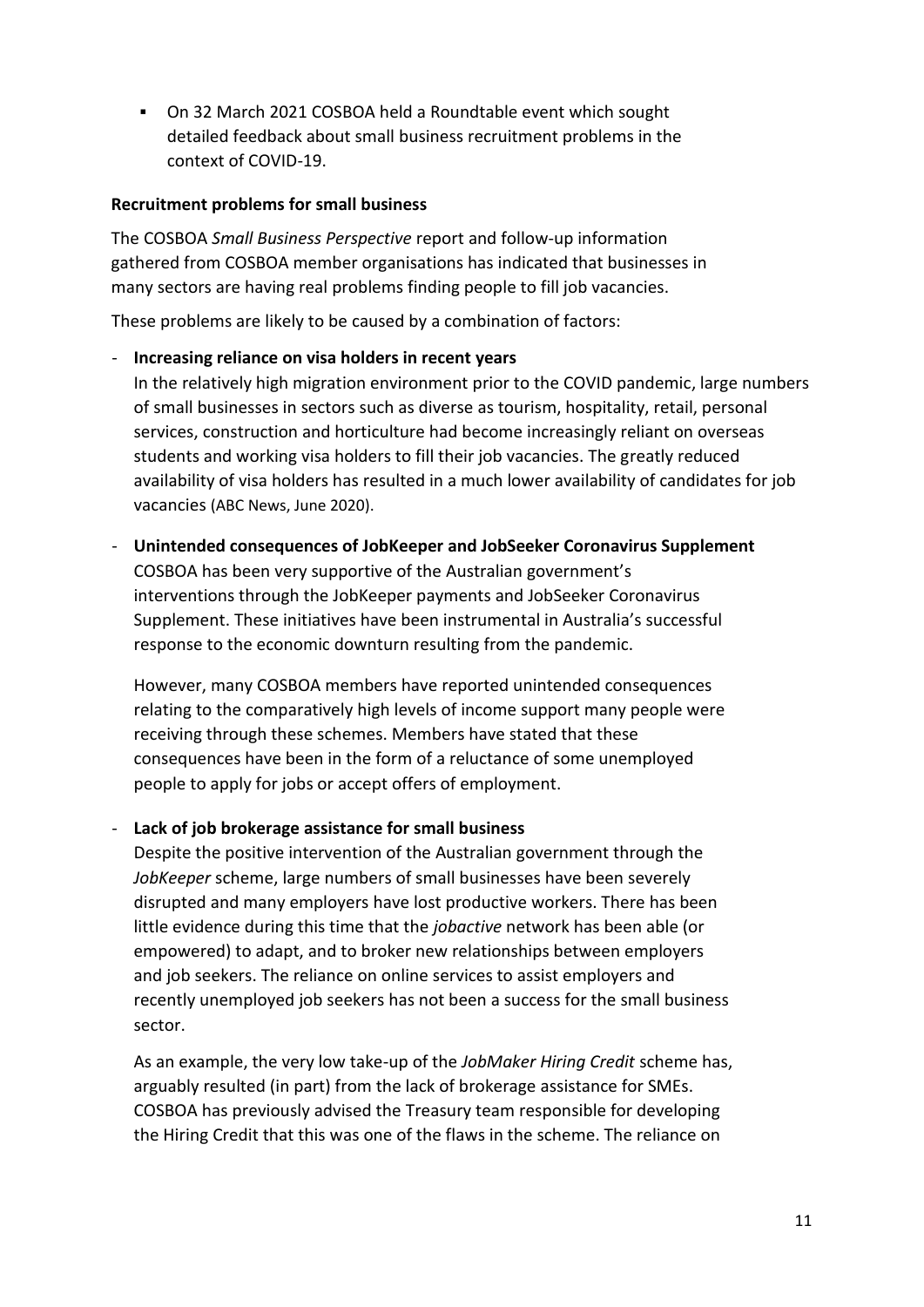- On 32 March 2021 COSBOA held a Roundtable event which sought detailed feedback about small business recruitment problems in the context of COVID-19.

**Recruitment problems for small business**

The COSBOA *Small Business Perspective* report and follow-up information gathered from COSBOA member organisations has indicated that businesses in many sectors are having real problems finding people to fill job vacancies.

These problems are likely to be caused by a combination of factors:

- **Increasing reliance on visa holders in recent years**
  In the relatively high migration environment prior to the COVID pandemic, large numbers of small businesses in sectors such as diverse as tourism, hospitality, retail, personal services, construction and horticulture had become increasingly reliant on overseas students and working visa holders to fill their job vacancies. The greatly reduced availability of visa holders has resulted in a much lower availability of candidates for job vacancies (ABC News, June 2020).

- **Unintended consequences of JobKeeper and JobSeeker Coronavirus Supplement**
  COSBOA has been very supportive of the Australian government's interventions through the JobKeeper payments and JobSeeker Coronavirus Supplement. These initiatives have been instrumental in Australia's successful response to the economic downturn resulting from the pandemic.

  However, many COSBOA members have reported unintended consequences relating to the comparatively high levels of income support many people were receiving through these schemes. Members have stated that these consequences have been in the form of a reluctance of some unemployed people to apply for jobs or accept offers of employment.

- **Lack of job brokerage assistance for small business**
  Despite the positive intervention of the Australian government through the *JobKeeper* scheme, large numbers of small businesses have been severely disrupted and many employers have lost productive workers. There has been little evidence during this time that the *jobactive* network has been able (or empowered) to adapt, and to broker new relationships between employers and job seekers. The reliance on online services to assist employers and recently unemployed job seekers has not been a success for the small business sector.

  As an example, the very low take-up of the *JobMaker Hiring Credit* scheme has, arguably resulted (in part) from the lack of brokerage assistance for SMEs. COSBOA has previously advised the Treasury team responsible for developing the Hiring Credit that this was one of the flaws in the scheme. The reliance on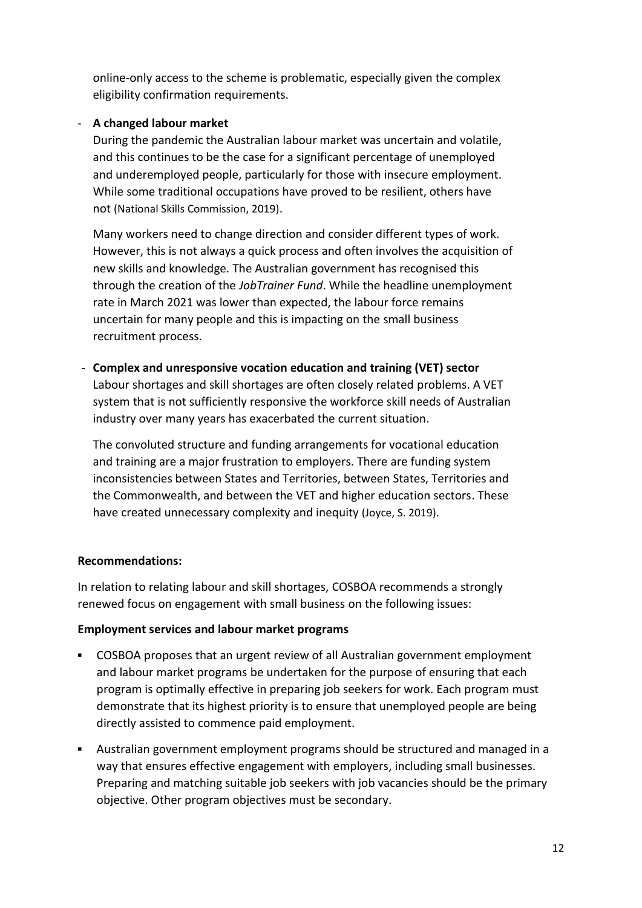online-only access to the scheme is problematic, especially given the complex eligibility confirmation requirements.

- **A changed labour market**

  During the pandemic the Australian labour market was uncertain and volatile, and this continues to be the case for a significant percentage of unemployed and underemployed people, particularly for those with insecure employment. While some traditional occupations have proved to be resilient, others have not (National Skills Commission, 2019).

  Many workers need to change direction and consider different types of work. However, this is not always a quick process and often involves the acquisition of new skills and knowledge. The Australian government has recognised this through the creation of the *JobTrainer Fund*. While the headline unemployment rate in March 2021 was lower than expected, the labour force remains uncertain for many people and this is impacting on the small business recruitment process.

- **Complex and unresponsive vocation education and training (VET) sector**

  Labour shortages and skill shortages are often closely related problems. A VET system that is not sufficiently responsive the workforce skill needs of Australian industry over many years has exacerbated the current situation.

  The convoluted structure and funding arrangements for vocational education and training are a major frustration to employers. There are funding system inconsistencies between States and Territories, between States, Territories and the Commonwealth, and between the VET and higher education sectors. These have created unnecessary complexity and inequity (Joyce, S. 2019).

**Recommendations:**

In relation to relating labour and skill shortages, COSBOA recommends a strongly renewed focus on engagement with small business on the following issues:

**Employment services and labour market programs**

- COSBOA proposes that an urgent review of all Australian government employment and labour market programs be undertaken for the purpose of ensuring that each program is optimally effective in preparing job seekers for work. Each program must demonstrate that its highest priority is to ensure that unemployed people are being directly assisted to commence paid employment.
- Australian government employment programs should be structured and managed in a way that ensures effective engagement with employers, including small businesses. Preparing and matching suitable job seekers with job vacancies should be the primary objective. Other program objectives must be secondary.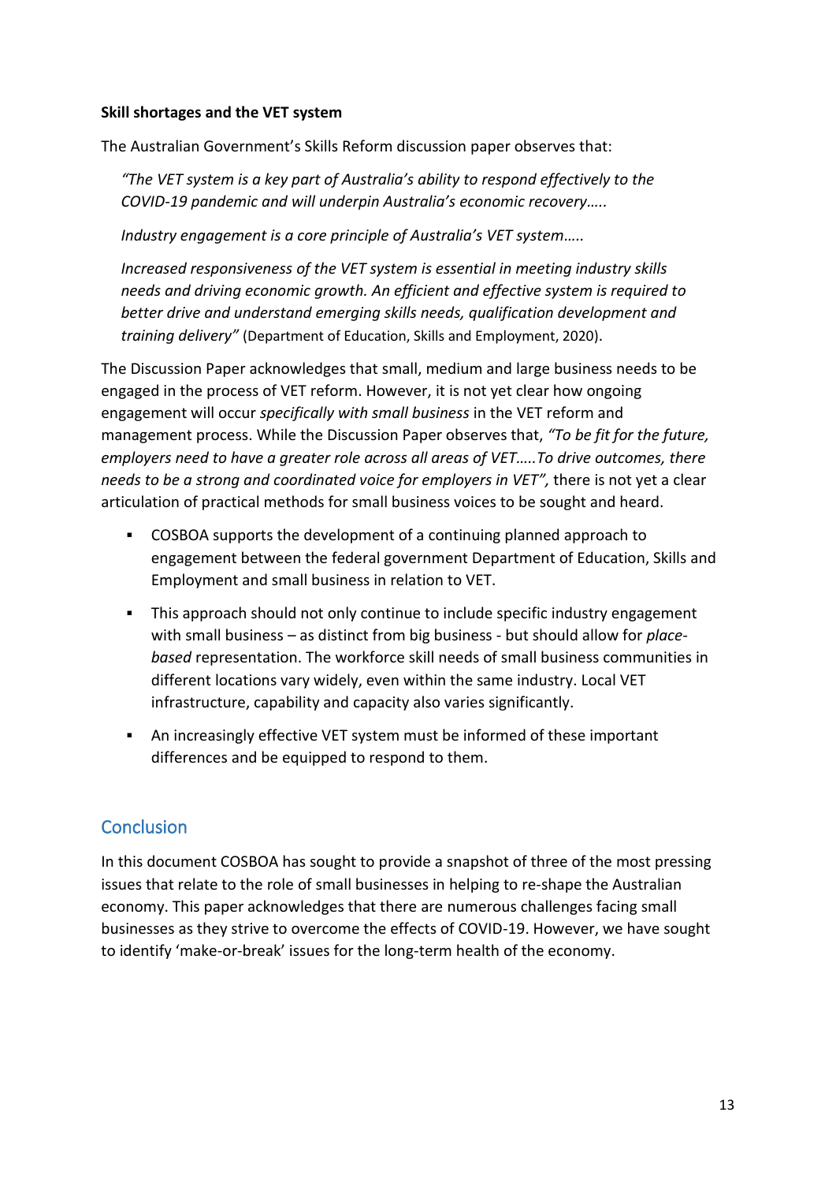**Skill shortages and the VET system**

The Australian Government's Skills Reform discussion paper observes that:

> *"The VET system is a key part of Australia's ability to respond effectively to the COVID-19 pandemic and will underpin Australia's economic recovery…..*
>
> *Industry engagement is a core principle of Australia's VET system…..*
>
> *Increased responsiveness of the VET system is essential in meeting industry skills needs and driving economic growth. An efficient and effective system is required to better drive and understand emerging skills needs, qualification development and training delivery"* (Department of Education, Skills and Employment, 2020).

The Discussion Paper acknowledges that small, medium and large business needs to be engaged in the process of VET reform. However, it is not yet clear how ongoing engagement will occur *specifically with small business* in the VET reform and management process. While the Discussion Paper observes that, *"To be fit for the future, employers need to have a greater role across all areas of VET…..To drive outcomes, there needs to be a strong and coordinated voice for employers in VET"*, there is not yet a clear articulation of practical methods for small business voices to be sought and heard.

- COSBOA supports the development of a continuing planned approach to engagement between the federal government Department of Education, Skills and Employment and small business in relation to VET.
- This approach should not only continue to include specific industry engagement with small business – as distinct from big business - but should allow for *place-based* representation. The workforce skill needs of small business communities in different locations vary widely, even within the same industry. Local VET infrastructure, capability and capacity also varies significantly.
- An increasingly effective VET system must be informed of these important differences and be equipped to respond to them.

## Conclusion

In this document COSBOA has sought to provide a snapshot of three of the most pressing issues that relate to the role of small businesses in helping to re-shape the Australian economy. This paper acknowledges that there are numerous challenges facing small businesses as they strive to overcome the effects of COVID-19. However, we have sought to identify 'make-or-break' issues for the long-term health of the economy.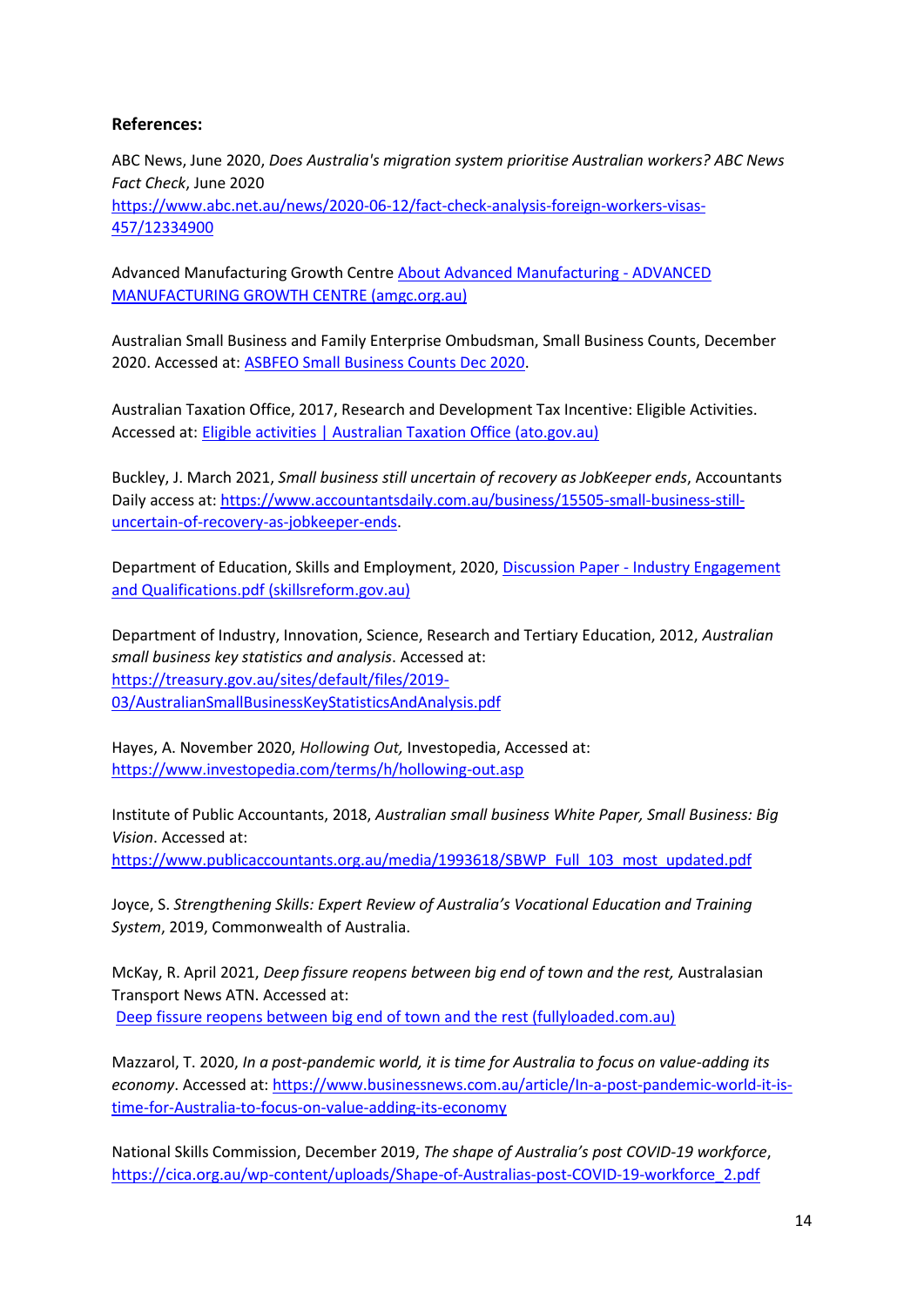**References:**

ABC News, June 2020, *Does Australia's migration system prioritise Australian workers? ABC News Fact Check*, June 2020 [https://www.abc.net.au/news/2020-06-12/fact-check-analysis-foreign-workers-visas-457/12334900](https://www.abc.net.au/news/2020-06-12/fact-check-analysis-foreign-workers-visas-457/12334900)

Advanced Manufacturing Growth Centre About Advanced Manufacturing - ADVANCED MANUFACTURING GROWTH CENTRE (amgc.org.au)

Australian Small Business and Family Enterprise Ombudsman, Small Business Counts, December 2020. Accessed at: ASBFEO Small Business Counts Dec 2020.

Australian Taxation Office, 2017, Research and Development Tax Incentive: Eligible Activities. Accessed at: Eligible activities | Australian Taxation Office (ato.gov.au)

Buckley, J. March 2021, *Small business still uncertain of recovery as JobKeeper ends*, Accountants Daily access at: [https://www.accountantsdaily.com.au/business/15505-small-business-still-uncertain-of-recovery-as-jobkeeper-ends](https://www.accountantsdaily.com.au/business/15505-small-business-still-uncertain-of-recovery-as-jobkeeper-ends).

Department of Education, Skills and Employment, 2020, Discussion Paper - Industry Engagement and Qualifications.pdf (skillsreform.gov.au)

Department of Industry, Innovation, Science, Research and Tertiary Education, 2012, *Australian small business key statistics and analysis*. Accessed at: [https://treasury.gov.au/sites/default/files/2019-03/AustralianSmallBusinessKeyStatisticsAndAnalysis.pdf](https://treasury.gov.au/sites/default/files/2019-03/AustralianSmallBusinessKeyStatisticsAndAnalysis.pdf)

Hayes, A. November 2020, *Hollowing Out,* Investopedia, Accessed at: [https://www.investopedia.com/terms/h/hollowing-out.asp](https://www.investopedia.com/terms/h/hollowing-out.asp)

Institute of Public Accountants, 2018, *Australian small business White Paper, Small Business: Big Vision*. Accessed at: [https://www.publicaccountants.org.au/media/1993618/SBWP_Full_103_most_updated.pdf](https://www.publicaccountants.org.au/media/1993618/SBWP_Full_103_most_updated.pdf)

Joyce, S. *Strengthening Skills: Expert Review of Australia's Vocational Education and Training System*, 2019, Commonwealth of Australia.

McKay, R. April 2021, *Deep fissure reopens between big end of town and the rest,* Australasian Transport News ATN. Accessed at: Deep fissure reopens between big end of town and the rest (fullyloaded.com.au)

Mazzarol, T. 2020, *In a post-pandemic world, it is time for Australia to focus on value-adding its economy*. Accessed at: [https://www.businessnews.com.au/article/In-a-post-pandemic-world-it-is-time-for-Australia-to-focus-on-value-adding-its-economy](https://www.businessnews.com.au/article/In-a-post-pandemic-world-it-is-time-for-Australia-to-focus-on-value-adding-its-economy)

National Skills Commission, December 2019, *The shape of Australia's post COVID-19 workforce*, [https://cica.org.au/wp-content/uploads/Shape-of-Australias-post-COVID-19-workforce_2.pdf](https://cica.org.au/wp-content/uploads/Shape-of-Australias-post-COVID-19-workforce_2.pdf)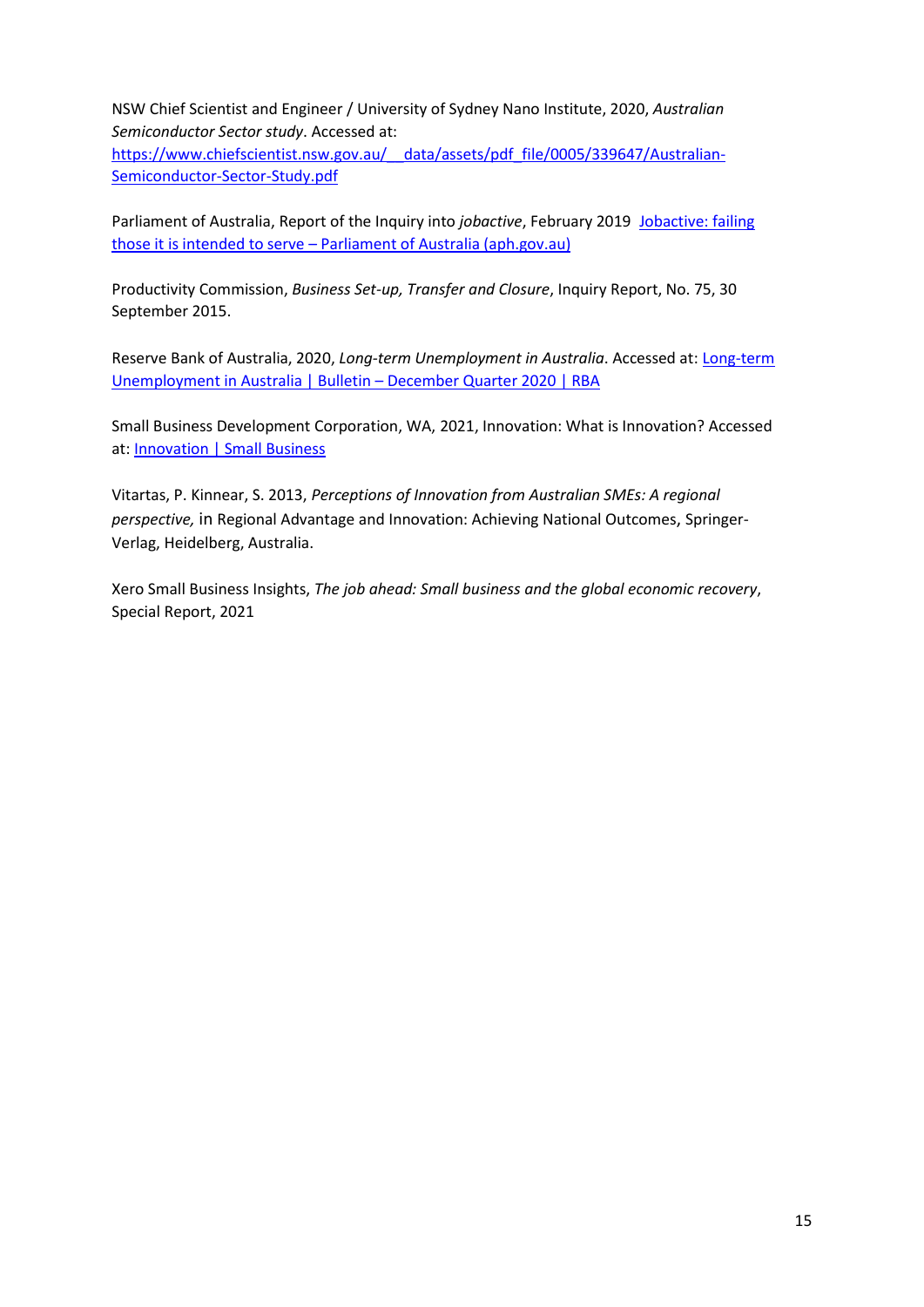NSW Chief Scientist and Engineer / University of Sydney Nano Institute, 2020, *Australian Semiconductor Sector study*. Accessed at: [https://www.chiefscientist.nsw.gov.au/__data/assets/pdf_file/0005/339647/Australian-Semiconductor-Sector-Study.pdf](https://www.chiefscientist.nsw.gov.au/__data/assets/pdf_file/0005/339647/Australian-Semiconductor-Sector-Study.pdf)

Parliament of Australia, Report of the Inquiry into *jobactive*, February 2019 [Jobactive: failing those it is intended to serve – Parliament of Australia (aph.gov.au)]()

Productivity Commission, *Business Set-up, Transfer and Closure*, Inquiry Report, No. 75, 30 September 2015.

Reserve Bank of Australia, 2020, *Long-term Unemployment in Australia*. Accessed at: [Long-term Unemployment in Australia | Bulletin – December Quarter 2020 | RBA]()

Small Business Development Corporation, WA, 2021, Innovation: What is Innovation? Accessed at: [Innovation | Small Business]()

Vitartas, P. Kinnear, S. 2013, *Perceptions of Innovation from Australian SMEs: A regional perspective,* in Regional Advantage and Innovation: Achieving National Outcomes, Springer-Verlag, Heidelberg, Australia.

Xero Small Business Insights, *The job ahead: Small business and the global economic recovery*, Special Report, 2021